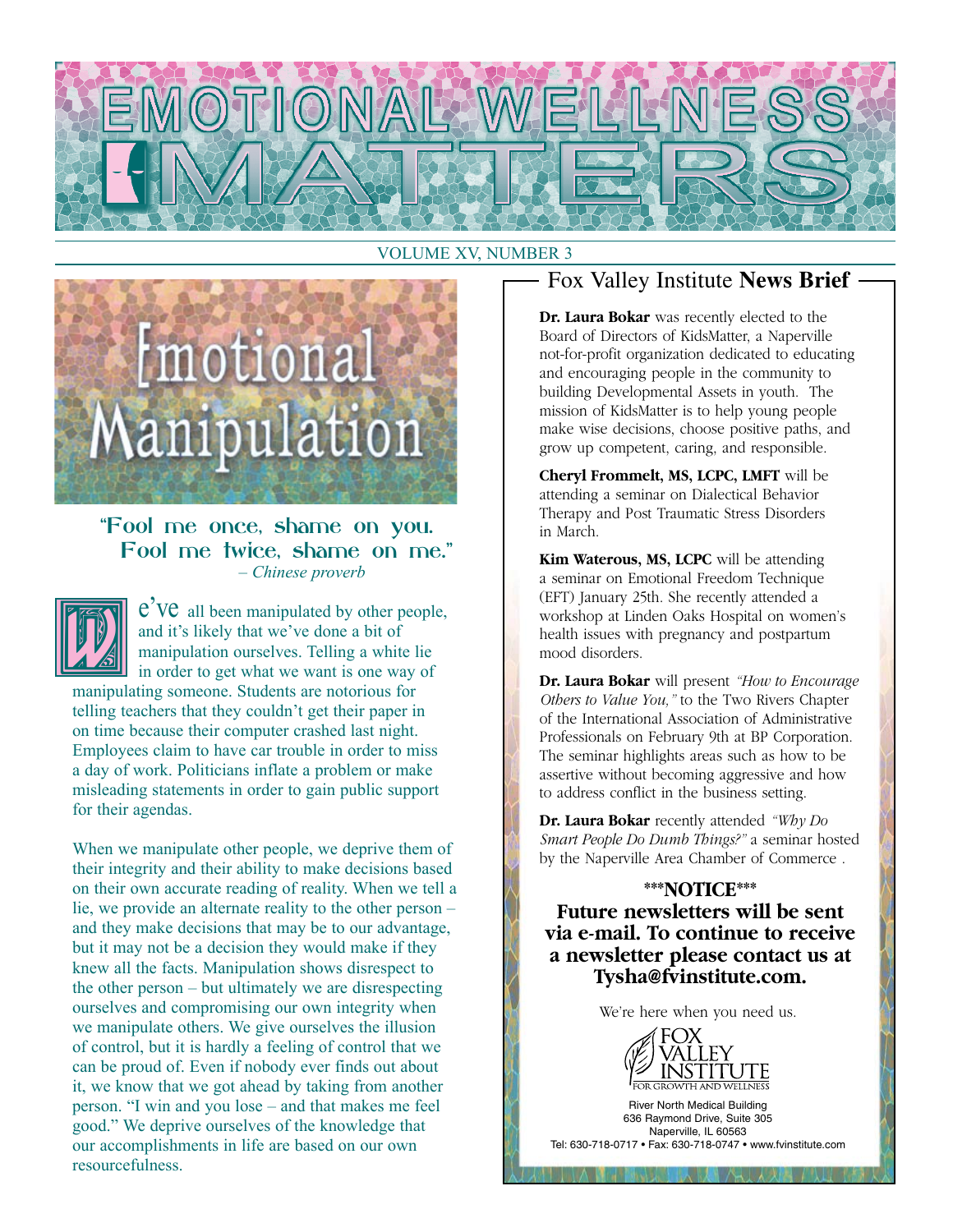# EMOTIONAL WELLNESS MATTERS

VOLUME XV, NUMBER 3

## Emotional Manipulation

**"Fool me once, shame on you. Fool me twice, shame on me."**
*– Chinese proverb*

We've all been manipulated by other people, and it's likely that we've done a bit of manipulation ourselves. Telling a white lie in order to get what we want is one way of manipulating someone. Students are notorious for telling teachers that they couldn't get their paper in on time because their computer crashed last night. Employees claim to have car trouble in order to miss a day of work. Politicians inflate a problem or make misleading statements in order to gain public support for their agendas.

When we manipulate other people, we deprive them of their integrity and their ability to make decisions based on their own accurate reading of reality. When we tell a lie, we provide an alternate reality to the other person – and they make decisions that may be to our advantage, but it may not be a decision they would make if they knew all the facts. Manipulation shows disrespect to the other person – but ultimately we are disrespecting ourselves and compromising our own integrity when we manipulate others. We give ourselves the illusion of control, but it is hardly a feeling of control that we can be proud of. Even if nobody ever finds out about it, we know that we got ahead by taking from another person. "I win and you lose – and that makes me feel good." We deprive ourselves of the knowledge that our accomplishments in life are based on our own resourcefulness.

## Fox Valley Institute **News Brief**

**Dr. Laura Bokar** was recently elected to the Board of Directors of KidsMatter, a Naperville not-for-profit organization dedicated to educating and encouraging people in the community to building Developmental Assets in youth. The mission of KidsMatter is to help young people make wise decisions, choose positive paths, and grow up competent, caring, and responsible.

**Cheryl Frommelt, MS, LCPC, LMFT** will be attending a seminar on Dialectical Behavior Therapy and Post Traumatic Stress Disorders in March.

**Kim Waterous, MS, LCPC** will be attending a seminar on Emotional Freedom Technique (EFT) January 25th. She recently attended a workshop at Linden Oaks Hospital on women's health issues with pregnancy and postpartum mood disorders.

**Dr. Laura Bokar** will present *"How to Encourage Others to Value You,"* to the Two Rivers Chapter of the International Association of Administrative Professionals on February 9th at BP Corporation. The seminar highlights areas such as how to be assertive without becoming aggressive and how to address conflict in the business setting.

**Dr. Laura Bokar** recently attended *"Why Do Smart People Do Dumb Things?"* a seminar hosted by the Naperville Area Chamber of Commerce .

**\*\*\*NOTICE\*\*\***
**Future newsletters will be sent via e-mail. To continue to receive a newsletter please contact us at Tysha@fvinstitute.com.**

We're here when you need us.

FOX VALLEY INSTITUTE
FOR GROWTH AND WELLNESS

River North Medical Building
636 Raymond Drive, Suite 305
Naperville, IL 60563
Tel: 630-718-0717 • Fax: 630-718-0747 • www.fvinstitute.com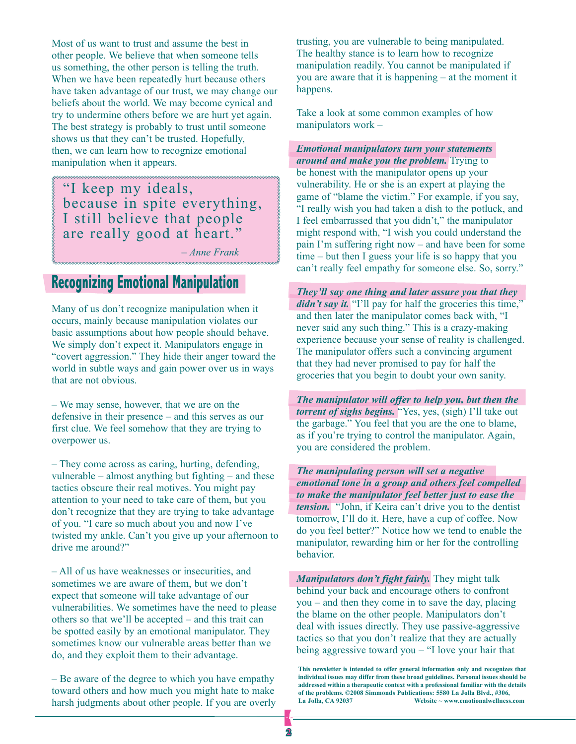Most of us want to trust and assume the best in other people. We believe that when someone tells us something, the other person is telling the truth. When we have been repeatedly hurt because others have taken advantage of our trust, we may change our beliefs about the world. We may become cynical and try to undermine others before we are hurt yet again. The best strategy is probably to trust until someone shows us that they can't be trusted. Hopefully, then, we can learn how to recognize emotional manipulation when it appears.

> "I keep my ideals, because in spite everything, I still believe that people are really good at heart."
>
> *– Anne Frank*

## Recognizing Emotional Manipulation

Many of us don't recognize manipulation when it occurs, mainly because manipulation violates our basic assumptions about how people should behave. We simply don't expect it. Manipulators engage in "covert aggression." They hide their anger toward the world in subtle ways and gain power over us in ways that are not obvious.

– We may sense, however, that we are on the defensive in their presence – and this serves as our first clue. We feel somehow that they are trying to overpower us.

– They come across as caring, hurting, defending, vulnerable – almost anything but fighting – and these tactics obscure their real motives. You might pay attention to your need to take care of them, but you don't recognize that they are trying to take advantage of you. "I care so much about you and now I've twisted my ankle. Can't you give up your afternoon to drive me around?"

– All of us have weaknesses or insecurities, and sometimes we are aware of them, but we don't expect that someone will take advantage of our vulnerabilities. We sometimes have the need to please others so that we'll be accepted – and this trait can be spotted easily by an emotional manipulator. They sometimes know our vulnerable areas better than we do, and they exploit them to their advantage.

– Be aware of the degree to which you have empathy toward others and how much you might hate to make harsh judgments about other people. If you are overly trusting, you are vulnerable to being manipulated. The healthy stance is to learn how to recognize manipulation readily. You cannot be manipulated if you are aware that it is happening – at the moment it happens.

Take a look at some common examples of how manipulators work –

***Emotional manipulators turn your statements around and make you the problem.*** Trying to be honest with the manipulator opens up your vulnerability. He or she is an expert at playing the game of "blame the victim." For example, if you say, "I really wish you had taken a dish to the potluck, and I feel embarrassed that you didn't," the manipulator might respond with, "I wish you could understand the pain I'm suffering right now – and have been for some time – but then I guess your life is so happy that you can't really feel empathy for someone else. So, sorry."

***They'll say one thing and later assure you that they didn't say it.*** "I'll pay for half the groceries this time," and then later the manipulator comes back with, "I never said any such thing." This is a crazy-making experience because your sense of reality is challenged. The manipulator offers such a convincing argument that they had never promised to pay for half the groceries that you begin to doubt your own sanity.

***The manipulator will offer to help you, but then the torrent of sighs begins.*** "Yes, yes, (sigh) I'll take out the garbage." You feel that you are the one to blame, as if you're trying to control the manipulator. Again, you are considered the problem.

***The manipulating person will set a negative emotional tone in a group and others feel compelled to make the manipulator feel better just to ease the tension.*** "John, if Keira can't drive you to the dentist tomorrow, I'll do it. Here, have a cup of coffee. Now do you feel better?" Notice how we tend to enable the manipulator, rewarding him or her for the controlling behavior.

***Manipulators don't fight fairly.*** They might talk behind your back and encourage others to confront you – and then they come in to save the day, placing the blame on the other people. Manipulators don't deal with issues directly. They use passive-aggressive tactics so that you don't realize that they are actually being aggressive toward you – "I love your hair that

**This newsletter is intended to offer general information only and recognizes that individual issues may differ from these broad guidelines. Personal issues should be addressed within a therapeutic context with a professional familiar with the details of the problems. ©2008 Simmonds Publications: 5580 La Jolla Blvd., #306, La Jolla, CA 92037 Website ~ www.emotionalwellness.com**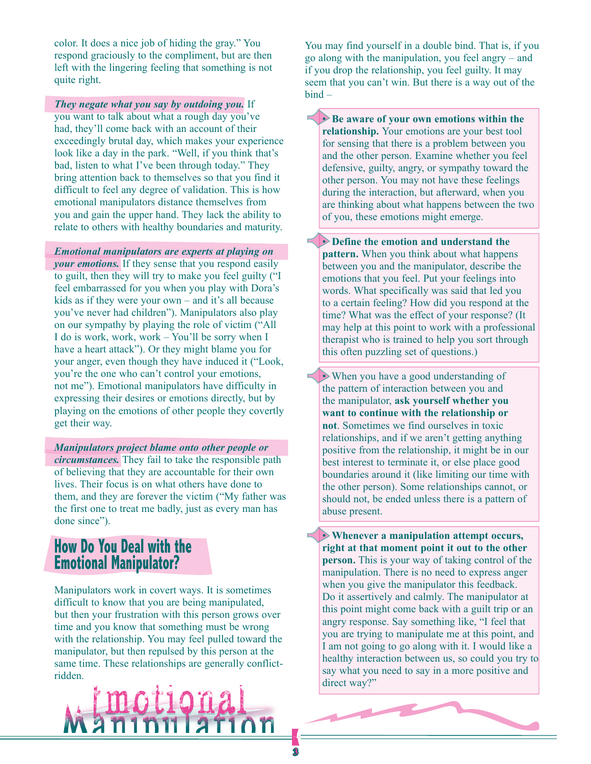color. It does a nice job of hiding the gray." You respond graciously to the compliment, but are then left with the lingering feeling that something is not quite right.

***They negate what you say by outdoing you.*** If you want to talk about what a rough day you've had, they'll come back with an account of their exceedingly brutal day, which makes your experience look like a day in the park. "Well, if you think that's bad, listen to what I've been through today." They bring attention back to themselves so that you find it difficult to feel any degree of validation. This is how emotional manipulators distance themselves from you and gain the upper hand. They lack the ability to relate to others with healthy boundaries and maturity.

***Emotional manipulators are experts at playing on your emotions.*** If they sense that you respond easily to guilt, then they will try to make you feel guilty ("I feel embarrassed for you when you play with Dora's kids as if they were your own – and it's all because you've never had children"). Manipulators also play on our sympathy by playing the role of victim ("All I do is work, work, work – You'll be sorry when I have a heart attack"). Or they might blame you for your anger, even though they have induced it ("Look, you're the one who can't control your emotions, not me"). Emotional manipulators have difficulty in expressing their desires or emotions directly, but by playing on the emotions of other people they covertly get their way.

***Manipulators project blame onto other people or circumstances.*** They fail to take the responsible path of believing that they are accountable for their own lives. Their focus is on what others have done to them, and they are forever the victim ("My father was the first one to treat me badly, just as every man has done since").

## How Do You Deal with the Emotional Manipulator?

Manipulators work in covert ways. It is sometimes difficult to know that you are being manipulated, but then your frustration with this person grows over time and you know that something must be wrong with the relationship. You may feel pulled toward the manipulator, but then repulsed by this person at the same time. These relationships are generally conflict-ridden.

You may find yourself in a double bind. That is, if you go along with the manipulation, you feel angry – and if you drop the relationship, you feel guilty. It may seem that you can't win. But there is a way out of the bind –

- **Be aware of your own emotions within the relationship.** Your emotions are your best tool for sensing that there is a problem between you and the other person. Examine whether you feel defensive, guilty, angry, or sympathy toward the other person. You may not have these feelings during the interaction, but afterward, when you are thinking about what happens between the two of you, these emotions might emerge.

- **Define the emotion and understand the pattern.** When you think about what happens between you and the manipulator, describe the emotions that you feel. Put your feelings into words. What specifically was said that led you to a certain feeling? How did you respond at the time? What was the effect of your response? (It may help at this point to work with a professional therapist who is trained to help you sort through this often puzzling set of questions.)

- When you have a good understanding of the pattern of interaction between you and the manipulator, **ask yourself whether you want to continue with the relationship or not**. Sometimes we find ourselves in toxic relationships, and if we aren't getting anything positive from the relationship, it might be in our best interest to terminate it, or else place good boundaries around it (like limiting our time with the other person). Some relationships cannot, or should not, be ended unless there is a pattern of abuse present.

- **Whenever a manipulation attempt occurs, right at that moment point it out to the other person.** This is your way of taking control of the manipulation. There is no need to express anger when you give the manipulator this feedback. Do it assertively and calmly. The manipulator at this point might come back with a guilt trip or an angry response. Say something like, "I feel that you are trying to manipulate me at this point, and I am not going to go along with it. I would like a healthy interaction between us, so could you try to say what you need to say in a more positive and direct way?"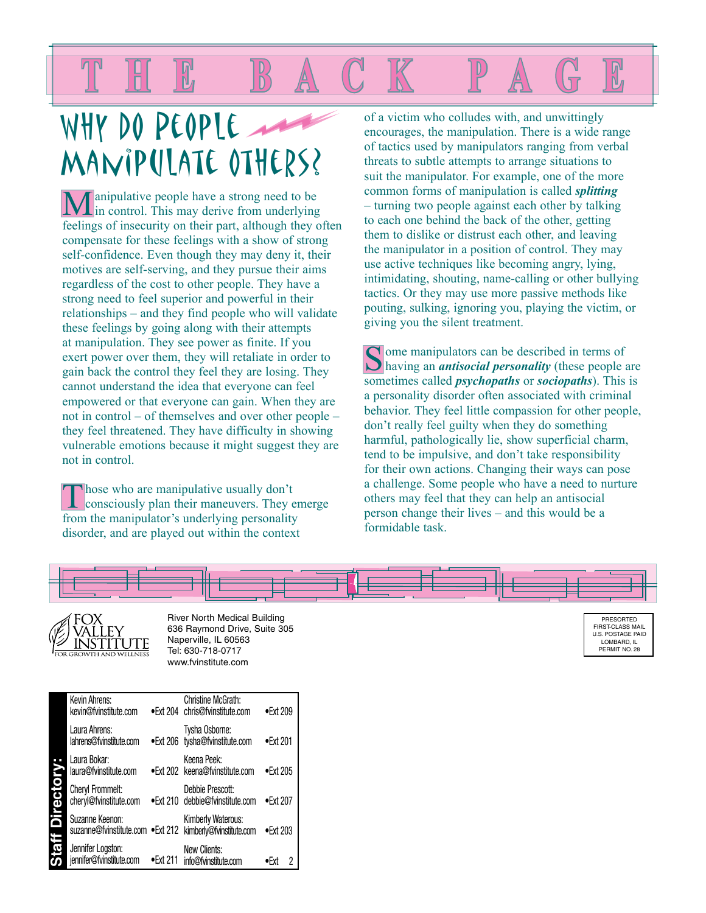# THE BACK PAGE

## WHY DO PEOPLE MANIPULATE OTHERS?

Manipulative people have a strong need to be in control. This may derive from underlying feelings of insecurity on their part, although they often compensate for these feelings with a show of strong self-confidence. Even though they may deny it, their motives are self-serving, and they pursue their aims regardless of the cost to other people. They have a strong need to feel superior and powerful in their relationships – and they find people who will validate these feelings by going along with their attempts at manipulation. They see power as finite. If you exert power over them, they will retaliate in order to gain back the control they feel they are losing. They cannot understand the idea that everyone can feel empowered or that everyone can gain. When they are not in control – of themselves and over other people – they feel threatened. They have difficulty in showing vulnerable emotions because it might suggest they are not in control.

Those who are manipulative usually don't consciously plan their maneuvers. They emerge from the manipulator's underlying personality disorder, and are played out within the context of a victim who colludes with, and unwittingly encourages, the manipulation. There is a wide range of tactics used by manipulators ranging from verbal threats to subtle attempts to arrange situations to suit the manipulator. For example, one of the more common forms of manipulation is called ***splitting*** – turning two people against each other by talking to each one behind the back of the other, getting them to dislike or distrust each other, and leaving the manipulator in a position of control. They may use active techniques like becoming angry, lying, intimidating, shouting, name-calling or other bullying tactics. Or they may use more passive methods like pouting, sulking, ignoring you, playing the victim, or giving you the silent treatment.

Some manipulators can be described in terms of having an ***antisocial personality*** (these people are sometimes called ***psychopaths*** or ***sociopaths***). This is a personality disorder often associated with criminal behavior. They feel little compassion for other people, don't really feel guilty when they do something harmful, pathologically lie, show superficial charm, tend to be impulsive, and don't take responsibility for their own actions. Changing their ways can pose a challenge. Some people who have a need to nurture others may feel that they can help an antisocial person change their lives – and this would be a formidable task.

FOX VALLEY INSTITUTE
FOR GROWTH AND WELLNESS

River North Medical Building
636 Raymond Drive, Suite 305
Naperville, IL 60563
Tel: 630-718-0717
www.fvinstitute.com

PRESORTED
FIRST-CLASS MAIL
U.S. POSTAGE PAID
LOMBARD, IL
PERMIT NO. 28

**Staff Directory:**

| | | | |
|---|---|---|---|
| Kevin Ahrens: kevin@fvinstitute.com | •Ext 204 | Christine McGrath: chris@fvinstitute.com | •Ext 209 |
| Laura Ahrens: lahrens@fvinstitute.com | •Ext 206 | Tysha Osborne: tysha@fvinstitute.com | •Ext 201 |
| Laura Bokar: laura@fvinstitute.com | •Ext 202 | Keena Peek: keena@fvinstitute.com | •Ext 205 |
| Cheryl Frommelt: cheryl@fvinstitute.com | •Ext 210 | Debbie Prescott: debbie@fvinstitute.com | •Ext 207 |
| Suzanne Keenon: suzanne@fvinstitute.com | •Ext 212 | Kimberly Waterous: kimberly@fvinstitute.com | •Ext 203 |
| Jennifer Logston: jennifer@fvinstitute.com | •Ext 211 | New Clients: info@fvinstitute.com | •Ext 2 |